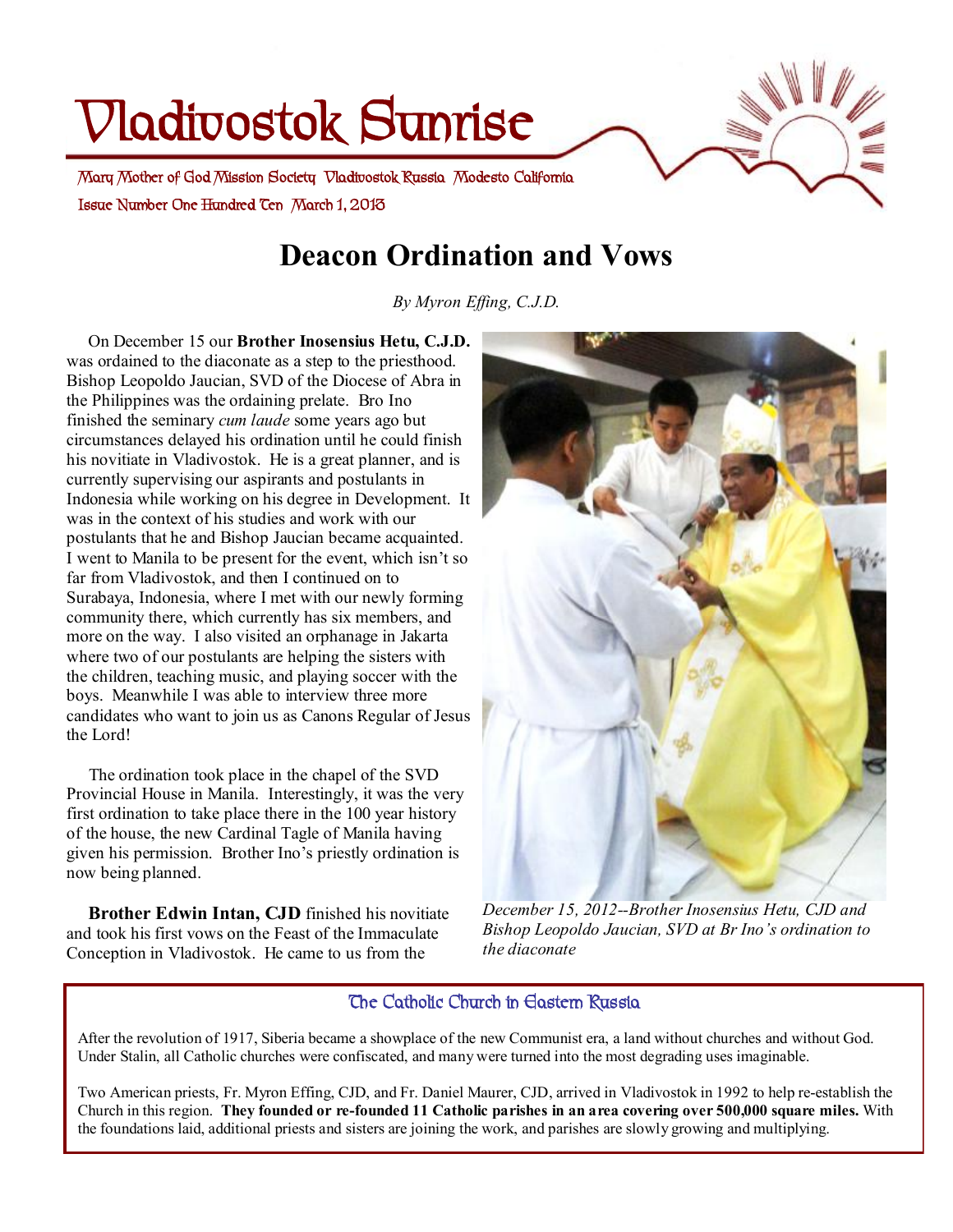# Vladivostok Sunrise

Mary Mother of God Mission Society Vladivostok Russia Modesto California

Issue Number One Hundred Ten March 1, 2013

## Deacon Ordination and Vows

*By Myron Effing, C.J.D.*

On December 15 our **Brother Inosensius Hetu, C.J.D.** was ordained to the diaconate as a step to the priesthood. Bishop Leopoldo Jaucian, SVD of the Diocese of Abra in the Philippines was the ordaining prelate. Bro Ino finished the seminary *cum laude* some years ago but circumstances delayed his ordination until he could finish his novitiate in Vladivostok. He is a great planner, and is currently supervising our aspirants and postulants in Indonesia while working on his degree in Development. It was in the context of his studies and work with our postulants that he and Bishop Jaucian became acquainted. I went to Manila to be present for the event, which isn't so far from Vladivostok, and then I continued on to Surabaya, Indonesia, where I met with our newly forming community there, which currently has six members, and more on the way. I also visited an orphanage in Jakarta where two of our postulants are helping the sisters with the children, teaching music, and playing soccer with the boys. Meanwhile I was able to interview three more candidates who want to join us as Canons Regular of Jesus the Lord!

The ordination took place in the chapel of the SVD Provincial House in Manila. Interestingly, it was the very first ordination to take place there in the 100 year history of the house, the new Cardinal Tagle of Manila having given his permission. Brother Ino's priestly ordination is now being planned.

**Brother Edwin Intan, CJD** finished his novitiate and took his first vows on the Feast of the Immaculate Conception in Vladivostok. He came to us from the

*December 15, 2012--Brother Inosensius Hetu, CJD and Bishop Leopoldo Jaucian, SVD at Br Ino's ordination to the diaconate*

### The Catholic Church in Eastern Russia

After the revolution of 1917, Siberia became a showplace of the new Communist era, a land without churches and without God. Under Stalin, all Catholic churches were confiscated, and many were turned into the most degrading uses imaginable.

Two American priests, Fr. Myron Effing, CJD, and Fr. Daniel Maurer, CJD, arrived in Vladivostok in 1992 to help re-establish the Church in this region. **They founded or re-founded 11 Catholic parishes in an area covering over 500,000 square miles.** With the foundations laid, additional priests and sisters are joining the work, and parishes are slowly growing and multiplying.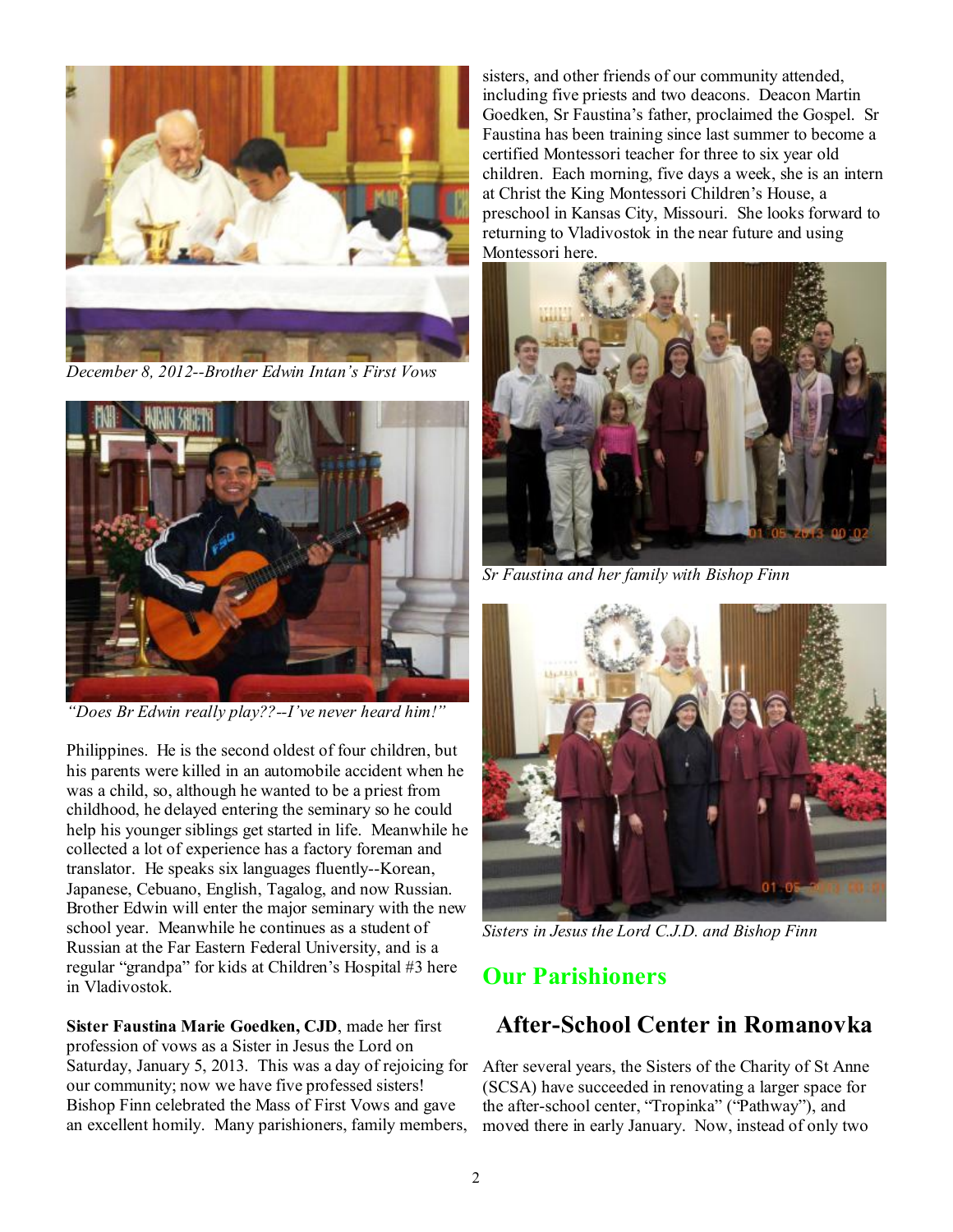*December 8, 2012--Brother Edwin Intan's First Vows*

*"Does Br Edwin really play??--I've never heard him!"*

Philippines. He is the second oldest of four children, but his parents were killed in an automobile accident when he was a child, so, although he wanted to be a priest from childhood, he delayed entering the seminary so he could help his younger siblings get started in life. Meanwhile he collected a lot of experience has a factory foreman and translator. He speaks six languages fluently--Korean, Japanese, Cebuano, English, Tagalog, and now Russian. Brother Edwin will enter the major seminary with the new school year. Meanwhile he continues as a student of Russian at the Far Eastern Federal University, and is a regular "grandpa" for kids at Children's Hospital #3 here in Vladivostok.

**Sister Faustina Marie Goedken, CJD**, made her first profession of vows as a Sister in Jesus the Lord on Saturday, January 5, 2013. This was a day of rejoicing for our community; now we have five professed sisters! Bishop Finn celebrated the Mass of First Vows and gave an excellent homily. Many parishioners, family members, sisters, and other friends of our community attended, including five priests and two deacons. Deacon Martin Goedken, Sr Faustina's father, proclaimed the Gospel. Sr Faustina has been training since last summer to become a certified Montessori teacher for three to six year old children. Each morning, five days a week, she is an intern at Christ the King Montessori Children's House, a preschool in Kansas City, Missouri. She looks forward to returning to Vladivostok in the near future and using Montessori here.

*Sr Faustina and her family with Bishop Finn*

*Sisters in Jesus the Lord C.J.D. and Bishop Finn*

## Our Parishioners

## After-School Center in Romanovka

After several years, the Sisters of the Charity of St Anne (SCSA) have succeeded in renovating a larger space for the after-school center, "Tropinka" ("Pathway"), and moved there in early January. Now, instead of only two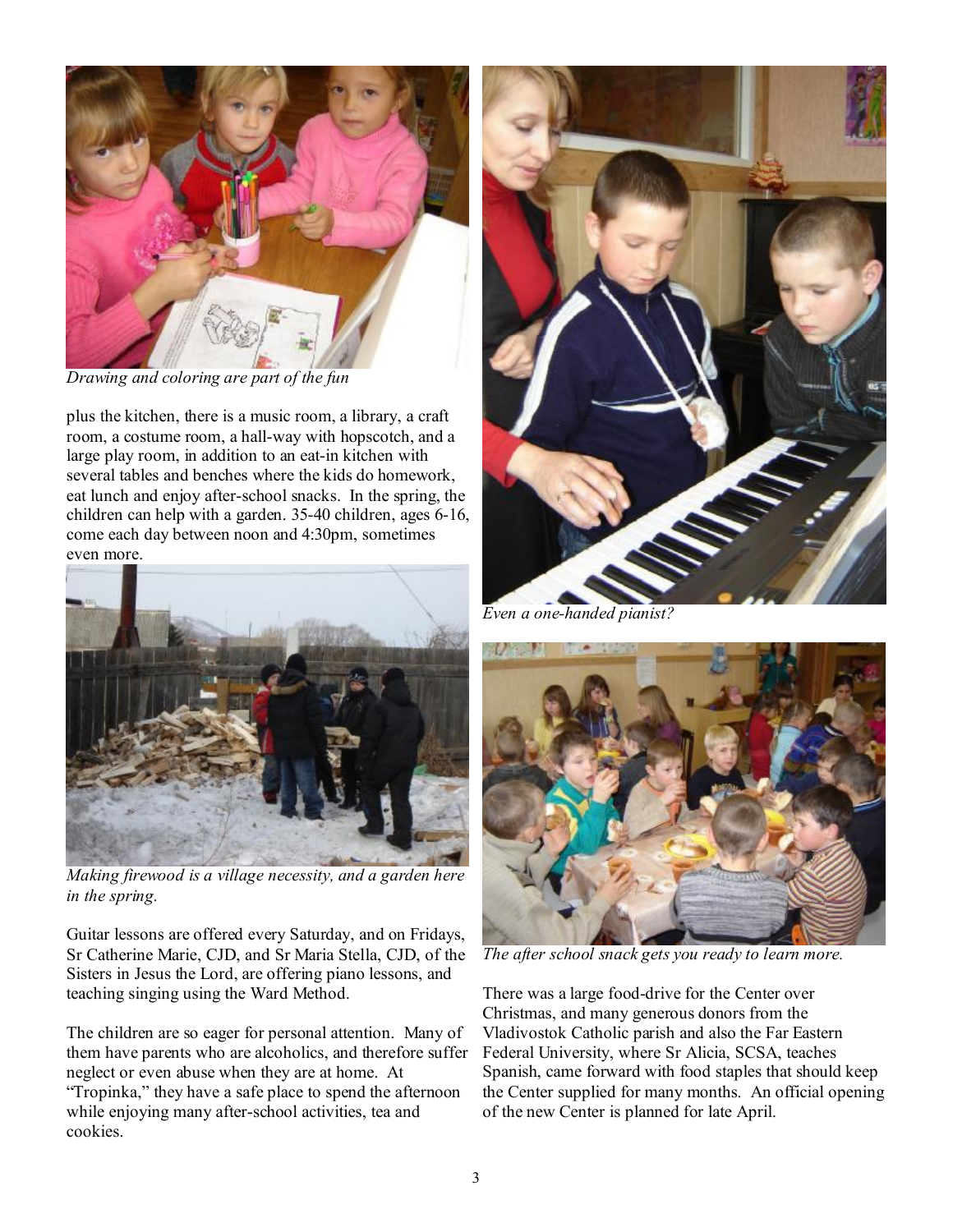*Drawing and coloring are part of the fun*

plus the kitchen, there is a music room, a library, a craft room, a costume room, a hall-way with hopscotch, and a large play room, in addition to an eat-in kitchen with several tables and benches where the kids do homework, eat lunch and enjoy after-school snacks. In the spring, the children can help with a garden. 35-40 children, ages 6-16, come each day between noon and 4:30pm, sometimes even more.

*Making firewood is a village necessity, and a garden here in the spring.*

Guitar lessons are offered every Saturday, and on Fridays, Sr Catherine Marie, CJD, and Sr Maria Stella, CJD, of the Sisters in Jesus the Lord, are offering piano lessons, and teaching singing using the Ward Method.

The children are so eager for personal attention. Many of them have parents who are alcoholics, and therefore suffer neglect or even abuse when they are at home. At "Tropinka," they have a safe place to spend the afternoon while enjoying many after-school activities, tea and cookies.

*Even a one-handed pianist?*

*The after school snack gets you ready to learn more.*

There was a large food-drive for the Center over Christmas, and many generous donors from the Vladivostok Catholic parish and also the Far Eastern Federal University, where Sr Alicia, SCSA, teaches Spanish, came forward with food staples that should keep the Center supplied for many months. An official opening of the new Center is planned for late April.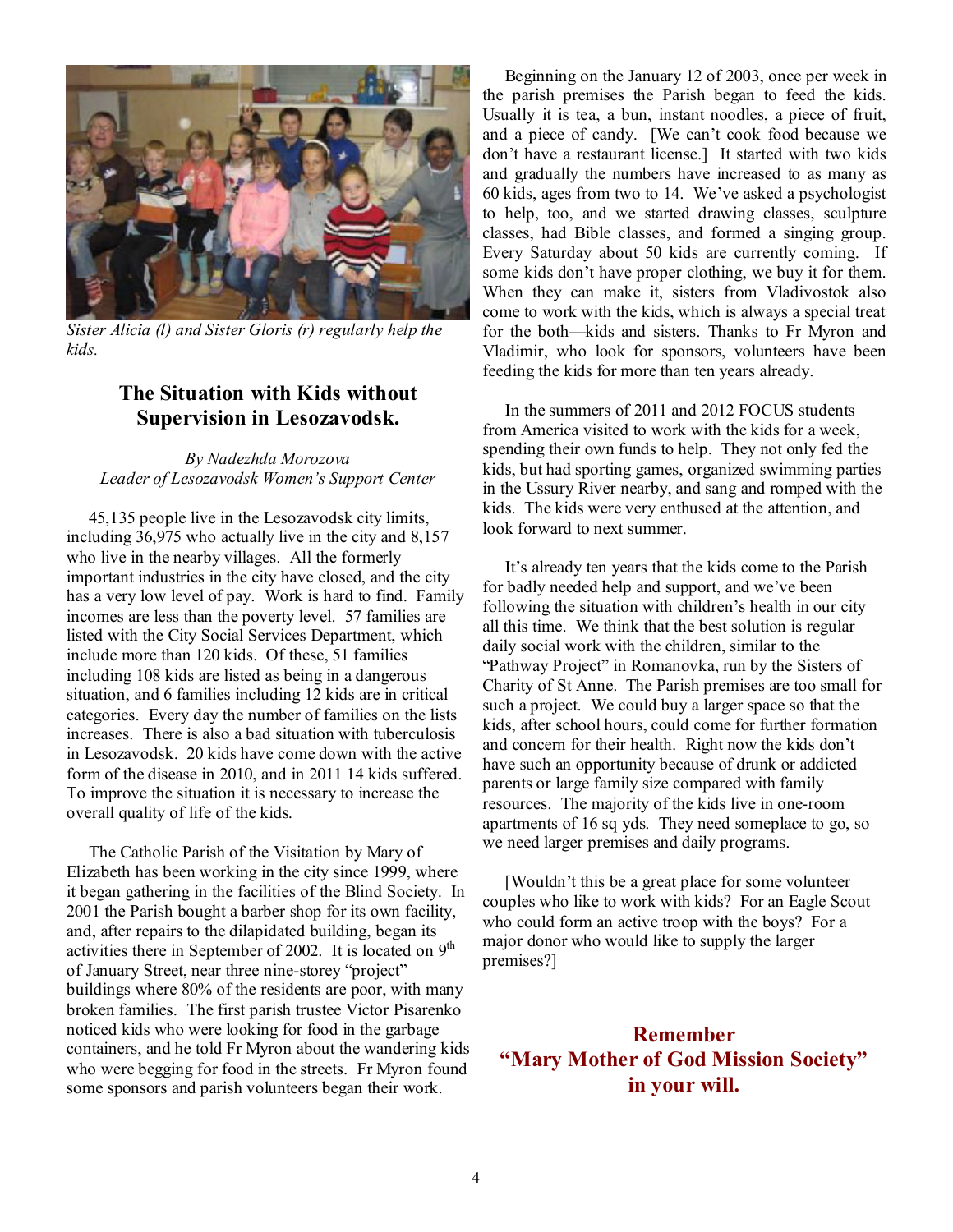*Sister Alicia (l) and Sister Gloris (r) regularly help the kids.*

## The Situation with Kids without Supervision in Lesozavodsk.

*By Nadezhda Morozova*
*Leader of Lesozavodsk Women's Support Center*

45,135 people live in the Lesozavodsk city limits, including 36,975 who actually live in the city and 8,157 who live in the nearby villages. All the formerly important industries in the city have closed, and the city has a very low level of pay. Work is hard to find. Family incomes are less than the poverty level. 57 families are listed with the City Social Services Department, which include more than 120 kids. Of these, 51 families including 108 kids are listed as being in a dangerous situation, and 6 families including 12 kids are in critical categories. Every day the number of families on the lists increases. There is also a bad situation with tuberculosis in Lesozavodsk. 20 kids have come down with the active form of the disease in 2010, and in 2011 14 kids suffered. To improve the situation it is necessary to increase the overall quality of life of the kids.

The Catholic Parish of the Visitation by Mary of Elizabeth has been working in the city since 1999, where it began gathering in the facilities of the Blind Society. In 2001 the Parish bought a barber shop for its own facility, and, after repairs to the dilapidated building, began its activities there in September of 2002. It is located on 9th of January Street, near three nine-storey "project" buildings where 80% of the residents are poor, with many broken families. The first parish trustee Victor Pisarenko noticed kids who were looking for food in the garbage containers, and he told Fr Myron about the wandering kids who were begging for food in the streets. Fr Myron found some sponsors and parish volunteers began their work.

Beginning on the January 12 of 2003, once per week in the parish premises the Parish began to feed the kids. Usually it is tea, a bun, instant noodles, a piece of fruit, and a piece of candy. [We can't cook food because we don't have a restaurant license.] It started with two kids and gradually the numbers have increased to as many as 60 kids, ages from two to 14. We've asked a psychologist to help, too, and we started drawing classes, sculpture classes, had Bible classes, and formed a singing group. Every Saturday about 50 kids are currently coming. If some kids don't have proper clothing, we buy it for them. When they can make it, sisters from Vladivostok also come to work with the kids, which is always a special treat for the both—kids and sisters. Thanks to Fr Myron and Vladimir, who look for sponsors, volunteers have been feeding the kids for more than ten years already.

In the summers of 2011 and 2012 FOCUS students from America visited to work with the kids for a week, spending their own funds to help. They not only fed the kids, but had sporting games, organized swimming parties in the Ussury River nearby, and sang and romped with the kids. The kids were very enthused at the attention, and look forward to next summer.

It's already ten years that the kids come to the Parish for badly needed help and support, and we've been following the situation with children's health in our city all this time. We think that the best solution is regular daily social work with the children, similar to the "Pathway Project" in Romanovka, run by the Sisters of Charity of St Anne. The Parish premises are too small for such a project. We could buy a larger space so that the kids, after school hours, could come for further formation and concern for their health. Right now the kids don't have such an opportunity because of drunk or addicted parents or large family size compared with family resources. The majority of the kids live in one-room apartments of 16 sq yds. They need someplace to go, so we need larger premises and daily programs.

[Wouldn't this be a great place for some volunteer couples who like to work with kids? For an Eagle Scout who could form an active troop with the boys? For a major donor who would like to supply the larger premises?]

**Remember "Mary Mother of God Mission Society" in your will.**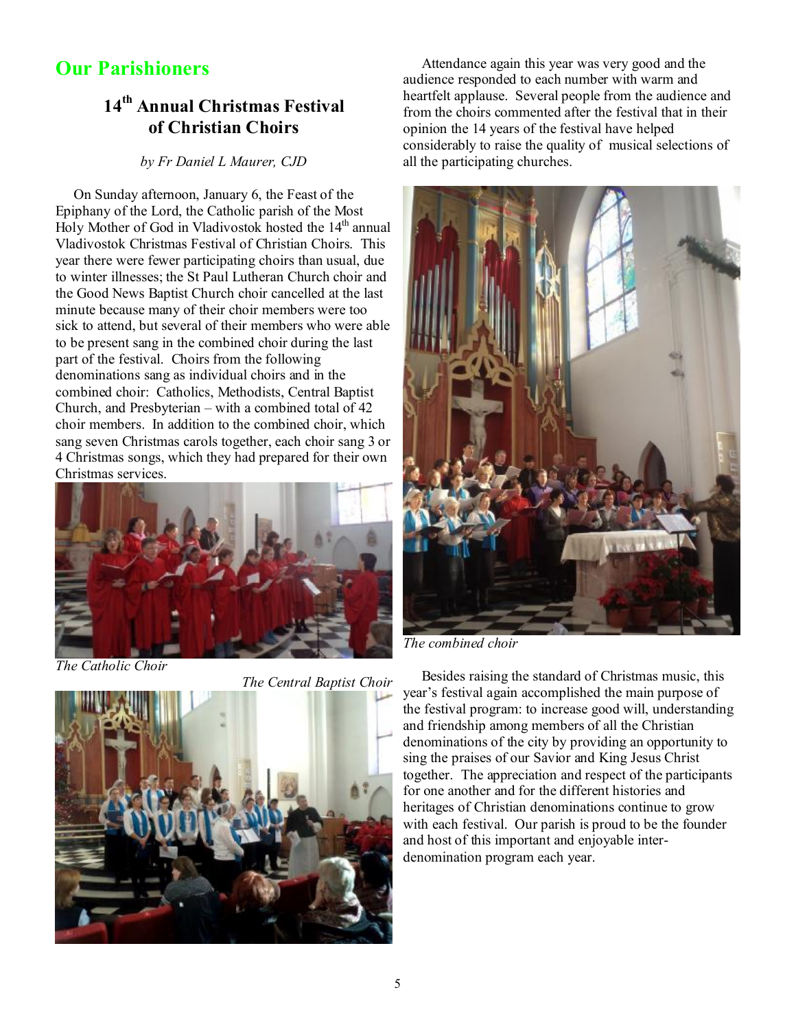## Our Parishioners

### 14th Annual Christmas Festival of Christian Choirs

*by Fr Daniel L Maurer, CJD*

On Sunday afternoon, January 6, the Feast of the Epiphany of the Lord, the Catholic parish of the Most Holy Mother of God in Vladivostok hosted the 14th annual Vladivostok Christmas Festival of Christian Choirs. This year there were fewer participating choirs than usual, due to winter illnesses; the St Paul Lutheran Church choir and the Good News Baptist Church choir cancelled at the last minute because many of their choir members were too sick to attend, but several of their members who were able to be present sang in the combined choir during the last part of the festival. Choirs from the following denominations sang as individual choirs and in the combined choir: Catholics, Methodists, Central Baptist Church, and Presbyterian – with a combined total of 42 choir members. In addition to the combined choir, which sang seven Christmas carols together, each choir sang 3 or 4 Christmas songs, which they had prepared for their own Christmas services.

*The Catholic Choir*

*The Central Baptist Choir*

Attendance again this year was very good and the audience responded to each number with warm and heartfelt applause. Several people from the audience and from the choirs commented after the festival that in their opinion the 14 years of the festival have helped considerably to raise the quality of musical selections of all the participating churches.

*The combined choir*

Besides raising the standard of Christmas music, this year's festival again accomplished the main purpose of the festival program: to increase good will, understanding and friendship among members of all the Christian denominations of the city by providing an opportunity to sing the praises of our Savior and King Jesus Christ together. The appreciation and respect of the participants for one another and for the different histories and heritages of Christian denominations continue to grow with each festival. Our parish is proud to be the founder and host of this important and enjoyable inter-denomination program each year.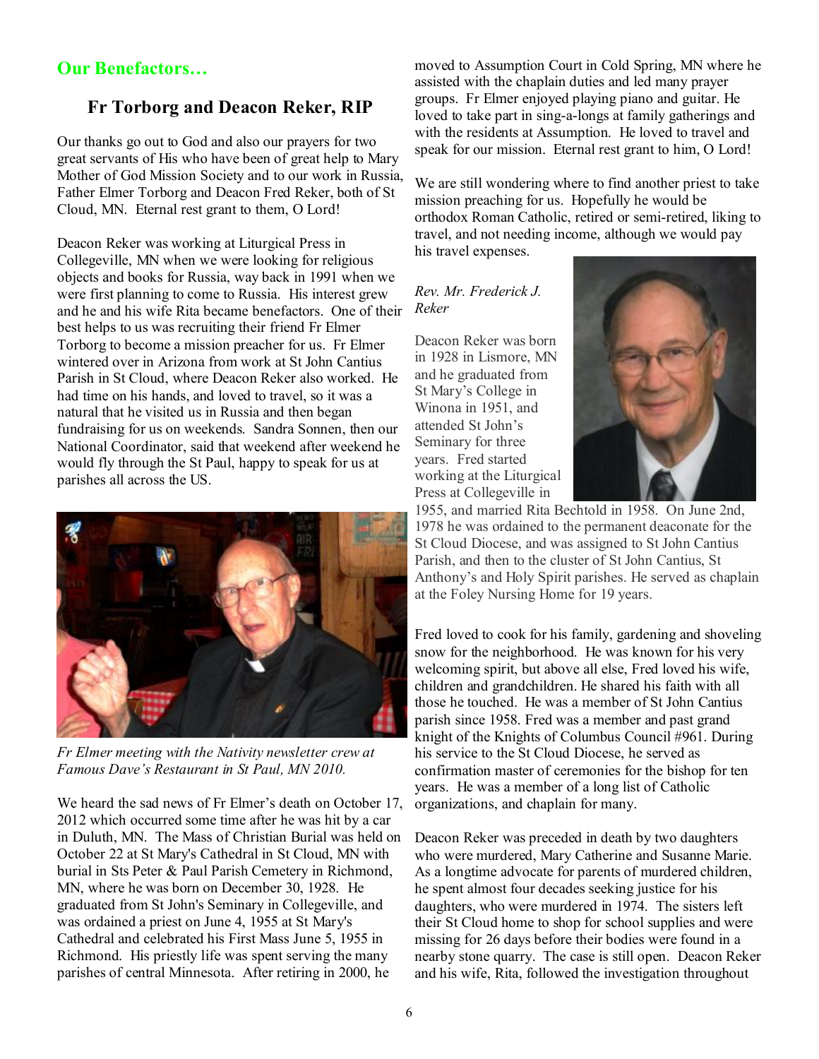## Our Benefactors…

### Fr Torborg and Deacon Reker, RIP

Our thanks go out to God and also our prayers for two great servants of His who have been of great help to Mary Mother of God Mission Society and to our work in Russia, Father Elmer Torborg and Deacon Fred Reker, both of St Cloud, MN. Eternal rest grant to them, O Lord!

Deacon Reker was working at Liturgical Press in Collegeville, MN when we were looking for religious objects and books for Russia, way back in 1991 when we were first planning to come to Russia. His interest grew and he and his wife Rita became benefactors. One of their best helps to us was recruiting their friend Fr Elmer Torborg to become a mission preacher for us. Fr Elmer wintered over in Arizona from work at St John Cantius Parish in St Cloud, where Deacon Reker also worked. He had time on his hands, and loved to travel, so it was a natural that he visited us in Russia and then began fundraising for us on weekends. Sandra Sonnen, then our National Coordinator, said that weekend after weekend he would fly through the St Paul, happy to speak for us at parishes all across the US.

*Fr Elmer meeting with the Nativity newsletter crew at Famous Dave's Restaurant in St Paul, MN 2010.*

We heard the sad news of Fr Elmer's death on October 17, 2012 which occurred some time after he was hit by a car in Duluth, MN. The Mass of Christian Burial was held on October 22 at St Mary's Cathedral in St Cloud, MN with burial in Sts Peter & Paul Parish Cemetery in Richmond, MN, where he was born on December 30, 1928. He graduated from St John's Seminary in Collegeville, and was ordained a priest on June 4, 1955 at St Mary's Cathedral and celebrated his First Mass June 5, 1955 in Richmond. His priestly life was spent serving the many parishes of central Minnesota. After retiring in 2000, he moved to Assumption Court in Cold Spring, MN where he assisted with the chaplain duties and led many prayer groups. Fr Elmer enjoyed playing piano and guitar. He loved to take part in sing-a-longs at family gatherings and with the residents at Assumption. He loved to travel and speak for our mission. Eternal rest grant to him, O Lord!

We are still wondering where to find another priest to take mission preaching for us. Hopefully he would be orthodox Roman Catholic, retired or semi-retired, liking to travel, and not needing income, although we would pay his travel expenses.

*Rev. Mr. Frederick J. Reker*

Deacon Reker was born in 1928 in Lismore, MN and he graduated from St Mary's College in Winona in 1951, and attended St John's Seminary for three years. Fred started working at the Liturgical Press at Collegeville in 1955, and married Rita Bechtold in 1958. On June 2nd, 1978 he was ordained to the permanent deaconate for the St Cloud Diocese, and was assigned to St John Cantius Parish, and then to the cluster of St John Cantius, St Anthony's and Holy Spirit parishes. He served as chaplain at the Foley Nursing Home for 19 years.

Fred loved to cook for his family, gardening and shoveling snow for the neighborhood. He was known for his very welcoming spirit, but above all else, Fred loved his wife, children and grandchildren. He shared his faith with all those he touched. He was a member of St John Cantius parish since 1958. Fred was a member and past grand knight of the Knights of Columbus Council #961. During his service to the St Cloud Diocese, he served as confirmation master of ceremonies for the bishop for ten years. He was a member of a long list of Catholic organizations, and chaplain for many.

Deacon Reker was preceded in death by two daughters who were murdered, Mary Catherine and Susanne Marie. As a longtime advocate for parents of murdered children, he spent almost four decades seeking justice for his daughters, who were murdered in 1974. The sisters left their St Cloud home to shop for school supplies and were missing for 26 days before their bodies were found in a nearby stone quarry. The case is still open. Deacon Reker and his wife, Rita, followed the investigation throughout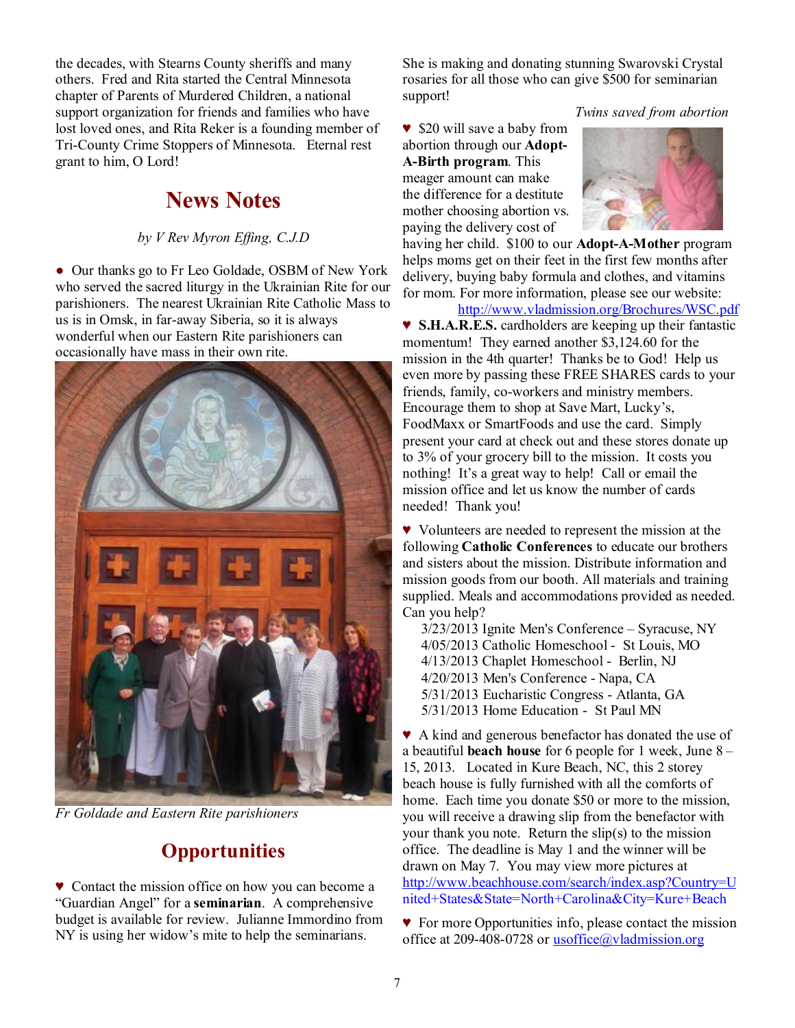the decades, with Stearns County sheriffs and many others. Fred and Rita started the Central Minnesota chapter of Parents of Murdered Children, a national support organization for friends and families who have lost loved ones, and Rita Reker is a founding member of Tri-County Crime Stoppers of Minnesota. Eternal rest grant to him, O Lord!

# News Notes

*by V Rev Myron Effing, C.J.D*

● Our thanks go to Fr Leo Goldade, OSBM of New York who served the sacred liturgy in the Ukrainian Rite for our parishioners. The nearest Ukrainian Rite Catholic Mass to us is in Omsk, in far-away Siberia, so it is always wonderful when our Eastern Rite parishioners can occasionally have mass in their own rite.

*Fr Goldade and Eastern Rite parishioners*

# Opportunities

♥ Contact the mission office on how you can become a "Guardian Angel" for a **seminarian**. A comprehensive budget is available for review. Julianne Immordino from NY is using her widow's mite to help the seminarians. She is making and donating stunning Swarovski Crystal rosaries for all those who can give $500 for seminarian support!

*Twins saved from abortion*

♥ $20 will save a baby from abortion through our **Adopt-A-Birth program**. This meager amount can make the difference for a destitute mother choosing abortion vs. paying the delivery cost of having her child. $100 to our **Adopt-A-Mother** program helps moms get on their feet in the first few months after delivery, buying baby formula and clothes, and vitamins for mom. For more information, please see our website: http://www.vladmission.org/Brochures/WSC.pdf

♥ **S.H.A.R.E.S.** cardholders are keeping up their fantastic momentum! They earned another $3,124.60 for the mission in the 4th quarter! Thanks be to God! Help us even more by passing these FREE SHARES cards to your friends, family, co-workers and ministry members. Encourage them to shop at Save Mart, Lucky's, FoodMaxx or SmartFoods and use the card. Simply present your card at check out and these stores donate up to 3% of your grocery bill to the mission. It costs you nothing! It's a great way to help! Call or email the mission office and let us know the number of cards needed! Thank you!

♥ Volunteers are needed to represent the mission at the following **Catholic Conferences** to educate our brothers and sisters about the mission. Distribute information and mission goods from our booth. All materials and training supplied. Meals and accommodations provided as needed. Can you help?

- 3/23/2013 Ignite Men's Conference – Syracuse, NY
- 4/05/2013 Catholic Homeschool - St Louis, MO
- 4/13/2013 Chaplet Homeschool - Berlin, NJ
- 4/20/2013 Men's Conference - Napa, CA
- 5/31/2013 Eucharistic Congress - Atlanta, GA
- 5/31/2013 Home Education - St Paul MN

♥ A kind and generous benefactor has donated the use of a beautiful **beach house** for 6 people for 1 week, June 8 – 15, 2013. Located in Kure Beach, NC, this 2 storey beach house is fully furnished with all the comforts of home. Each time you donate $50 or more to the mission, you will receive a drawing slip from the benefactor with your thank you note. Return the slip(s) to the mission office. The deadline is May 1 and the winner will be drawn on May 7. You may view more pictures at http://www.beachhouse.com/search/index.asp?Country=United+States&State=North+Carolina&City=Kure+Beach

♥ For more Opportunities info, please contact the mission office at 209-408-0728 or usoffice@vladmission.org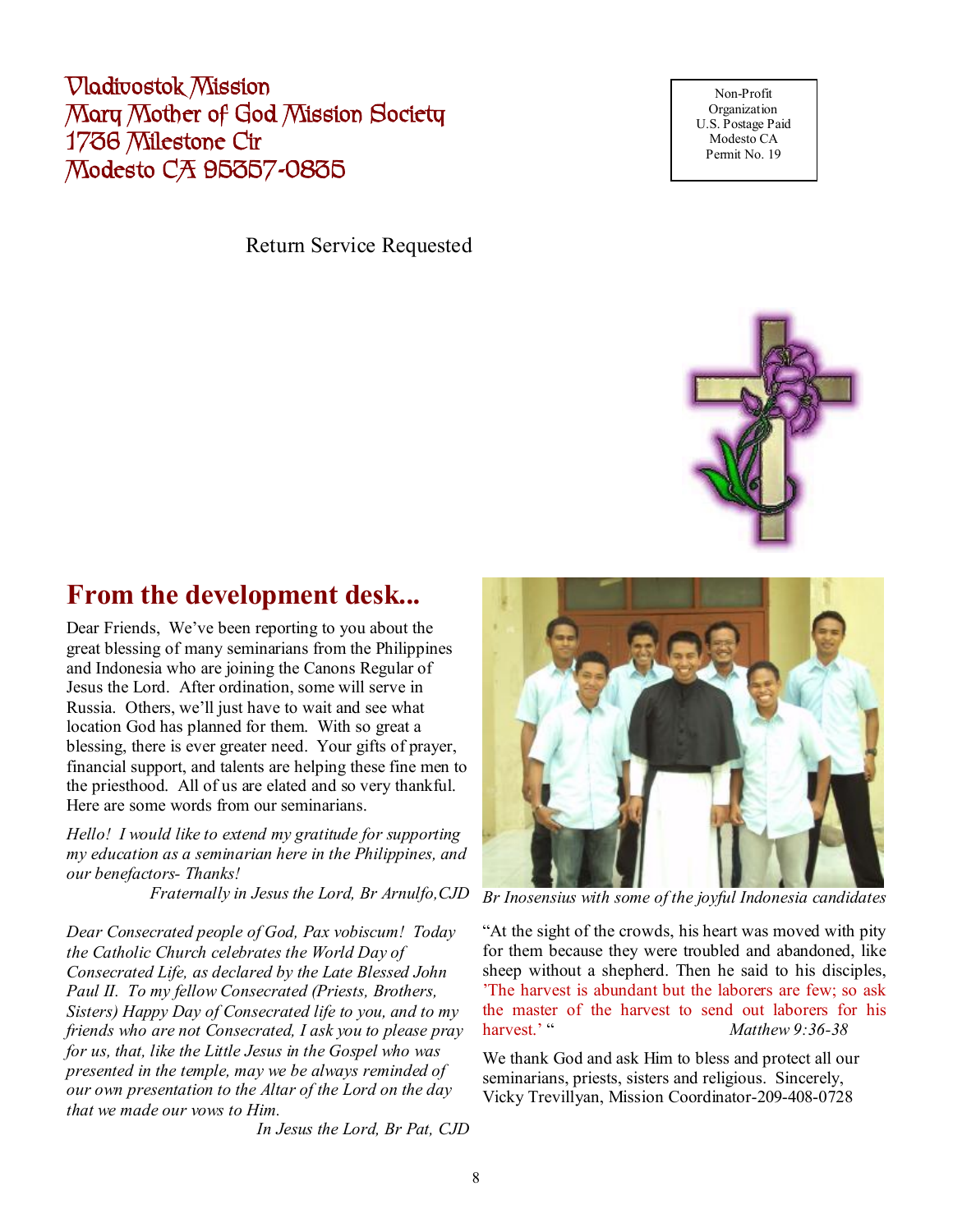Vladivostok Mission
Mary Mother of God Mission Society
1736 Milestone Cir
Modesto CA 95357-0835

Non-Profit
Organization
U.S. Postage Paid
Modesto CA
Permit No. 19

Return Service Requested

## From the development desk...

Dear Friends, We've been reporting to you about the great blessing of many seminarians from the Philippines and Indonesia who are joining the Canons Regular of Jesus the Lord. After ordination, some will serve in Russia. Others, we'll just have to wait and see what location God has planned for them. With so great a blessing, there is ever greater need. Your gifts of prayer, financial support, and talents are helping these fine men to the priesthood. All of us are elated and so very thankful. Here are some words from our seminarians.

*Hello! I would like to extend my gratitude for supporting my education as a seminarian here in the Philippines, and our benefactors- Thanks!*

*Fraternally in Jesus the Lord, Br Arnulfo,CJD*

*Dear Consecrated people of God, Pax vobiscum! Today the Catholic Church celebrates the World Day of Consecrated Life, as declared by the Late Blessed John Paul II. To my fellow Consecrated (Priests, Brothers, Sisters) Happy Day of Consecrated life to you, and to my friends who are not Consecrated, I ask you to please pray for us, that, like the Little Jesus in the Gospel who was presented in the temple, may we be always reminded of our own presentation to the Altar of the Lord on the day that we made our vows to Him.*

*In Jesus the Lord, Br Pat, CJD*

*Br Inosensius with some of the joyful Indonesia candidates*

"At the sight of the crowds, his heart was moved with pity for them because they were troubled and abandoned, like sheep without a shepherd. Then he said to his disciples, 'The harvest is abundant but the laborers are few; so ask the master of the harvest to send out laborers for his harvest.' " *Matthew 9:36-38*

We thank God and ask Him to bless and protect all our seminarians, priests, sisters and religious. Sincerely, Vicky Trevillyan, Mission Coordinator-209-408-0728